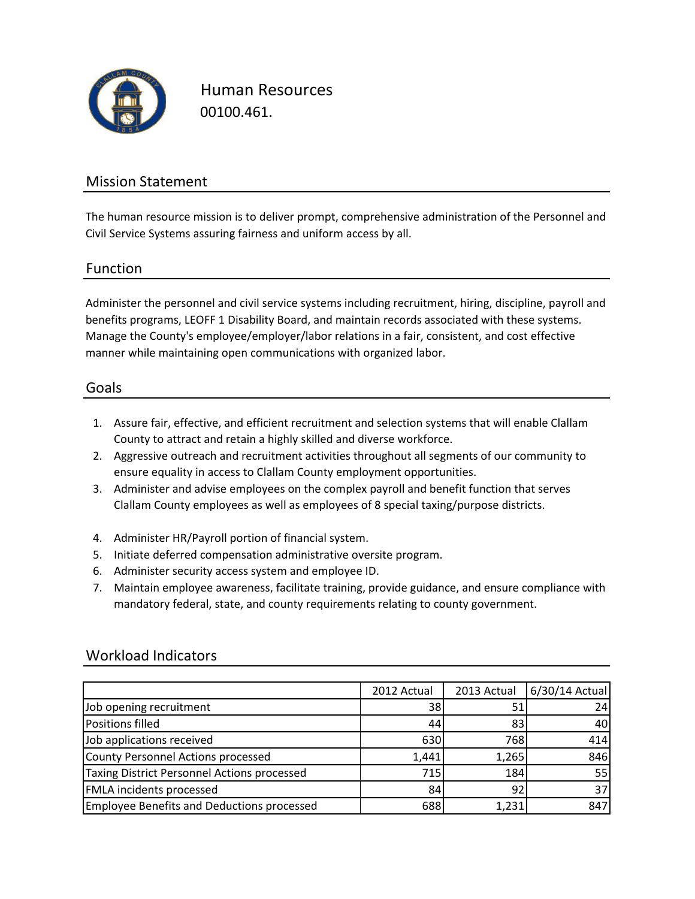# Human Resources

00100.461.

## Mission Statement

The human resource mission is to deliver prompt, comprehensive administration of the Personnel and Civil Service Systems assuring fairness and uniform access by all.

## Function

Administer the personnel and civil service systems including recruitment, hiring, discipline, payroll and benefits programs, LEOFF 1 Disability Board, and maintain records associated with these systems. Manage the County's employee/employer/labor relations in a fair, consistent, and cost effective manner while maintaining open communications with organized labor.

## Goals

1. Assure fair, effective, and efficient recruitment and selection systems that will enable Clallam County to attract and retain a highly skilled and diverse workforce.
2. Aggressive outreach and recruitment activities throughout all segments of our community to ensure equality in access to Clallam County employment opportunities.
3. Administer and advise employees on the complex payroll and benefit function that serves Clallam County employees as well as employees of 8 special taxing/purpose districts.
4. Administer HR/Payroll portion of financial system.
5. Initiate deferred compensation administrative oversite program.
6. Administer security access system and employee ID.
7. Maintain employee awareness, facilitate training, provide guidance, and ensure compliance with mandatory federal, state, and county requirements relating to county government.

## Workload Indicators

| | 2012 Actual | 2013 Actual | 6/30/14 Actual |
|---|---|---|---|
| Job opening recruitment | 38 | 51 | 24 |
| Positions filled | 44 | 83 | 40 |
| Job applications received | 630 | 768 | 414 |
| County Personnel Actions processed | 1,441 | 1,265 | 846 |
| Taxing District Personnel Actions processed | 715 | 184 | 55 |
| FMLA incidents processed | 84 | 92 | 37 |
| Employee Benefits and Deductions processed | 688 | 1,231 | 847 |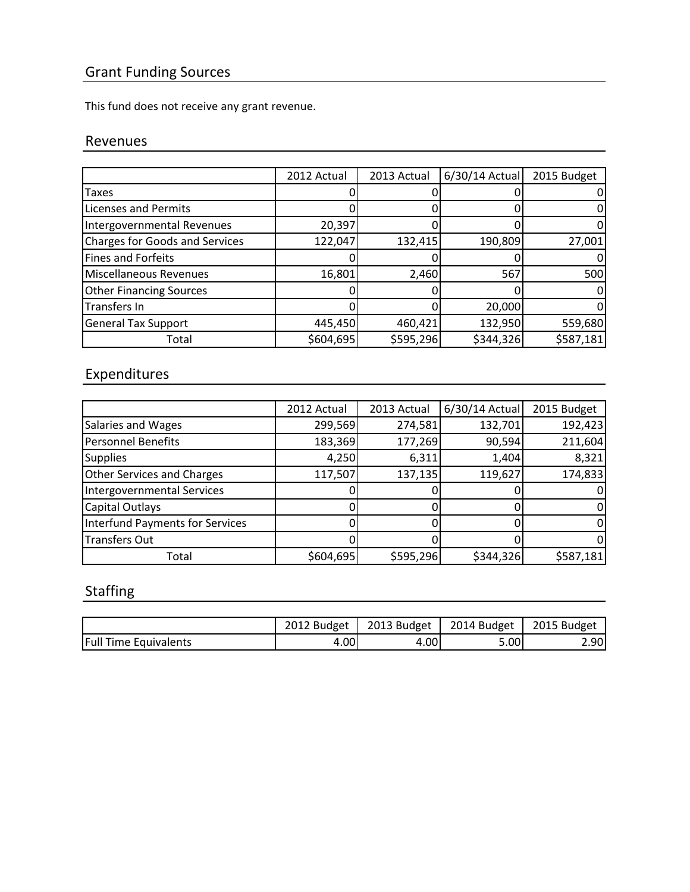## Grant Funding Sources

This fund does not receive any grant revenue.

## Revenues

| | 2012 Actual | 2013 Actual | 6/30/14 Actual | 2015 Budget |
|---|---|---|---|---|
| Taxes | 0 | 0 | 0 | 0 |
| Licenses and Permits | 0 | 0 | 0 | 0 |
| Intergovernmental Revenues | 20,397 | 0 | 0 | 0 |
| Charges for Goods and Services | 122,047 | 132,415 | 190,809 | 27,001 |
| Fines and Forfeits | 0 | 0 | 0 | 0 |
| Miscellaneous Revenues | 16,801 | 2,460 | 567 | 500 |
| Other Financing Sources | 0 | 0 | 0 | 0 |
| Transfers In | 0 | 0 | 20,000 | 0 |
| General Tax Support | 445,450 | 460,421 | 132,950 | 559,680 |
| Total | $604,695 | $595,296 | $344,326 | $587,181 |

## Expenditures

| | 2012 Actual | 2013 Actual | 6/30/14 Actual | 2015 Budget |
|---|---|---|---|---|
| Salaries and Wages | 299,569 | 274,581 | 132,701 | 192,423 |
| Personnel Benefits | 183,369 | 177,269 | 90,594 | 211,604 |
| Supplies | 4,250 | 6,311 | 1,404 | 8,321 |
| Other Services and Charges | 117,507 | 137,135 | 119,627 | 174,833 |
| Intergovernmental Services | 0 | 0 | 0 | 0 |
| Capital Outlays | 0 | 0 | 0 | 0 |
| Interfund Payments for Services | 0 | 0 | 0 | 0 |
| Transfers Out | 0 | 0 | 0 | 0 |
| Total | $604,695 | $595,296 | $344,326 | $587,181 |

## Staffing

| | 2012 Budget | 2013 Budget | 2014 Budget | 2015 Budget |
|---|---|---|---|---|
| Full Time Equivalents | 4.00 | 4.00 | 5.00 | 2.90 |